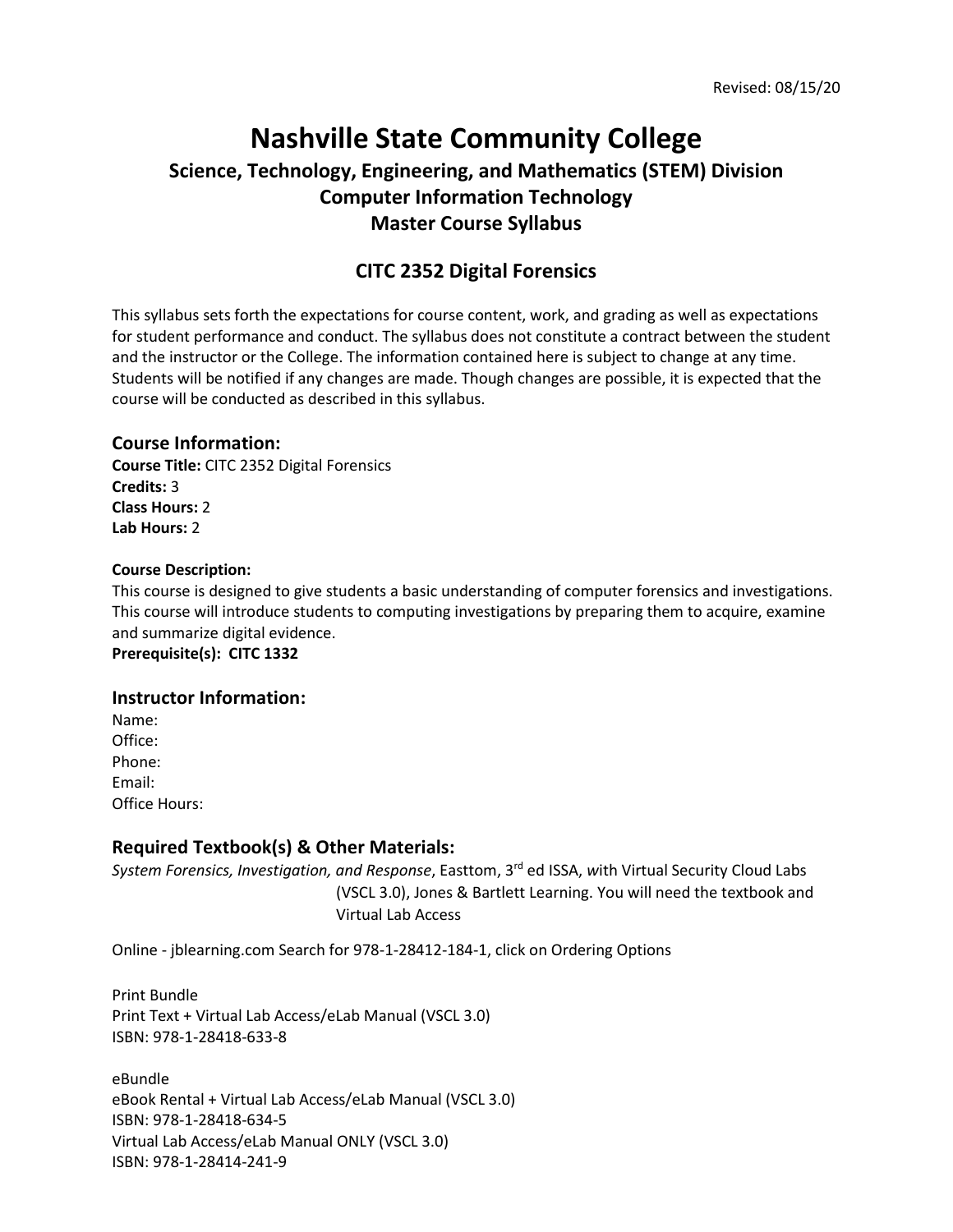Revised: 08/15/20

# Nashville State Community College

## Science, Technology, Engineering, and Mathematics (STEM) Division
## Computer Information Technology
## Master Course Syllabus

## CITC 2352 Digital Forensics

This syllabus sets forth the expectations for course content, work, and grading as well as expectations for student performance and conduct. The syllabus does not constitute a contract between the student and the instructor or the College. The information contained here is subject to change at any time. Students will be notified if any changes are made. Though changes are possible, it is expected that the course will be conducted as described in this syllabus.

### Course Information:

**Course Title:** CITC 2352 Digital Forensics
**Credits:** 3
**Class Hours:** 2
**Lab Hours:** 2

**Course Description:**
This course is designed to give students a basic understanding of computer forensics and investigations. This course will introduce students to computing investigations by preparing them to acquire, examine and summarize digital evidence.
**Prerequisite(s): CITC 1332**

### Instructor Information:

Name:
Office:
Phone:
Email:
Office Hours:

### Required Textbook(s) & Other Materials:

*System Forensics, Investigation, and Response*, Easttom, 3rd ed ISSA, *w*ith Virtual Security Cloud Labs (VSCL 3.0), Jones & Bartlett Learning. You will need the textbook and Virtual Lab Access

Online - jblearning.com Search for 978-1-28412-184-1, click on Ordering Options

Print Bundle
Print Text + Virtual Lab Access/eLab Manual (VSCL 3.0)
ISBN: 978-1-28418-633-8

eBundle
eBook Rental + Virtual Lab Access/eLab Manual (VSCL 3.0)
ISBN: 978-1-28418-634-5
Virtual Lab Access/eLab Manual ONLY (VSCL 3.0)
ISBN: 978-1-28414-241-9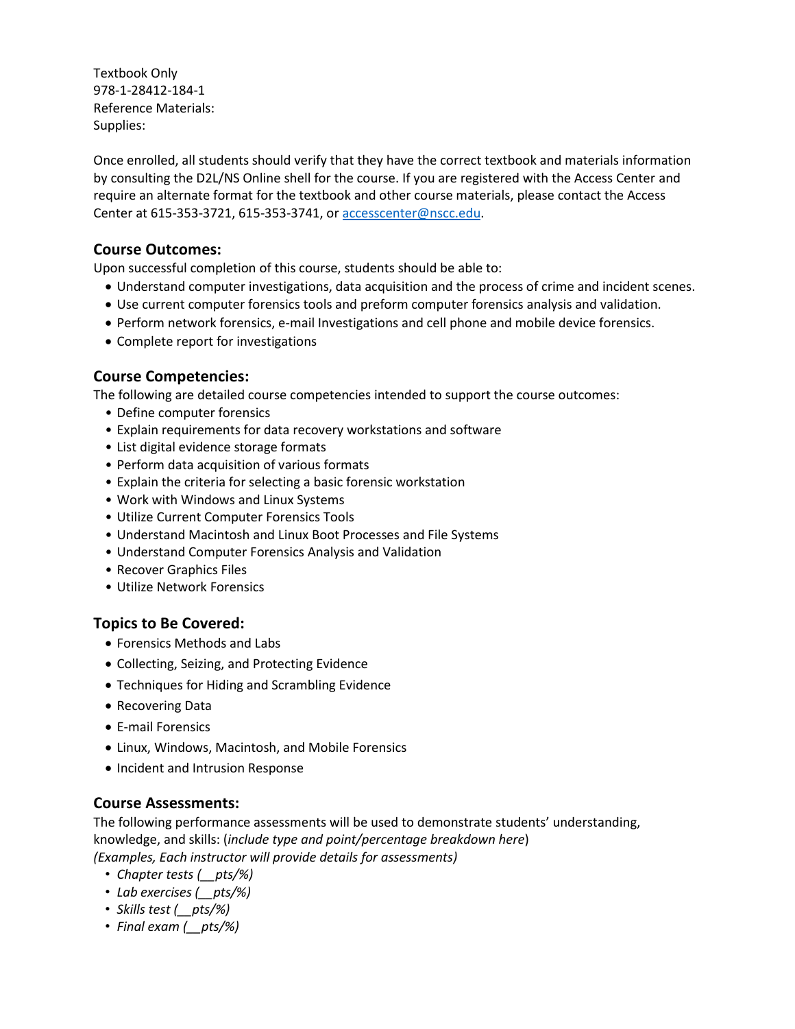Textbook Only
978-1-28412-184-1
Reference Materials:
Supplies:

Once enrolled, all students should verify that they have the correct textbook and materials information by consulting the D2L/NS Online shell for the course. If you are registered with the Access Center and require an alternate format for the textbook and other course materials, please contact the Access Center at 615-353-3721, 615-353-3741, or accesscenter@nscc.edu.

## Course Outcomes:

Upon successful completion of this course, students should be able to:

- Understand computer investigations, data acquisition and the process of crime and incident scenes.
- Use current computer forensics tools and preform computer forensics analysis and validation.
- Perform network forensics, e-mail Investigations and cell phone and mobile device forensics.
- Complete report for investigations

## Course Competencies:

The following are detailed course competencies intended to support the course outcomes:

- Define computer forensics
- Explain requirements for data recovery workstations and software
- List digital evidence storage formats
- Perform data acquisition of various formats
- Explain the criteria for selecting a basic forensic workstation
- Work with Windows and Linux Systems
- Utilize Current Computer Forensics Tools
- Understand Macintosh and Linux Boot Processes and File Systems
- Understand Computer Forensics Analysis and Validation
- Recover Graphics Files
- Utilize Network Forensics

## Topics to Be Covered:

- Forensics Methods and Labs
- Collecting, Seizing, and Protecting Evidence
- Techniques for Hiding and Scrambling Evidence
- Recovering Data
- E-mail Forensics
- Linux, Windows, Macintosh, and Mobile Forensics
- Incident and Intrusion Response

## Course Assessments:

The following performance assessments will be used to demonstrate students' understanding, knowledge, and skills: (*include type and point/percentage breakdown here*)
*(Examples, Each instructor will provide details for assessments)*

- *Chapter tests (__pts/%)*
- *Lab exercises (__pts/%)*
- *Skills test (__pts/%)*
- *Final exam (__pts/%)*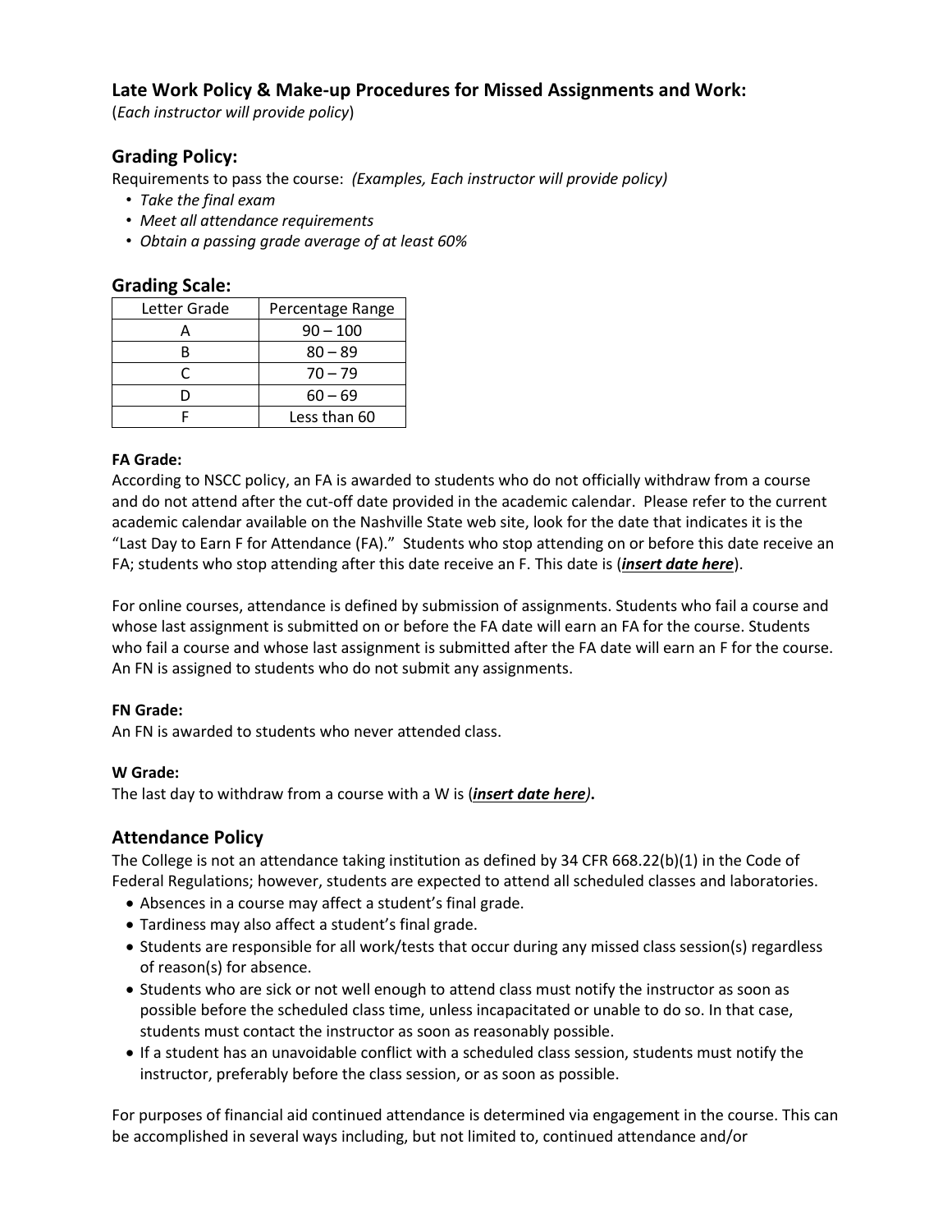## Late Work Policy & Make-up Procedures for Missed Assignments and Work:

(*Each instructor will provide policy*)

## Grading Policy:

Requirements to pass the course: *(Examples, Each instructor will provide policy)*

- *Take the final exam*
- *Meet all attendance requirements*
- *Obtain a passing grade average of at least 60%*

## Grading Scale:

| Letter Grade | Percentage Range |
|---|---|
| A | 90 – 100 |
| B | 80 – 89 |
| C | 70 – 79 |
| D | 60 – 69 |
| F | Less than 60 |

**FA Grade:**

According to NSCC policy, an FA is awarded to students who do not officially withdraw from a course and do not attend after the cut-off date provided in the academic calendar. Please refer to the current academic calendar available on the Nashville State web site, look for the date that indicates it is the "Last Day to Earn F for Attendance (FA)." Students who stop attending on or before this date receive an FA; students who stop attending after this date receive an F. This date is (***insert date here***).

For online courses, attendance is defined by submission of assignments. Students who fail a course and whose last assignment is submitted on or before the FA date will earn an FA for the course. Students who fail a course and whose last assignment is submitted after the FA date will earn an F for the course. An FN is assigned to students who do not submit any assignments.

**FN Grade:**

An FN is awarded to students who never attended class.

**W Grade:**

The last day to withdraw from a course with a W is (***insert date here*)**.

## Attendance Policy

The College is not an attendance taking institution as defined by 34 CFR 668.22(b)(1) in the Code of Federal Regulations; however, students are expected to attend all scheduled classes and laboratories.

- Absences in a course may affect a student's final grade.
- Tardiness may also affect a student's final grade.
- Students are responsible for all work/tests that occur during any missed class session(s) regardless of reason(s) for absence.
- Students who are sick or not well enough to attend class must notify the instructor as soon as possible before the scheduled class time, unless incapacitated or unable to do so. In that case, students must contact the instructor as soon as reasonably possible.
- If a student has an unavoidable conflict with a scheduled class session, students must notify the instructor, preferably before the class session, or as soon as possible.

For purposes of financial aid continued attendance is determined via engagement in the course. This can be accomplished in several ways including, but not limited to, continued attendance and/or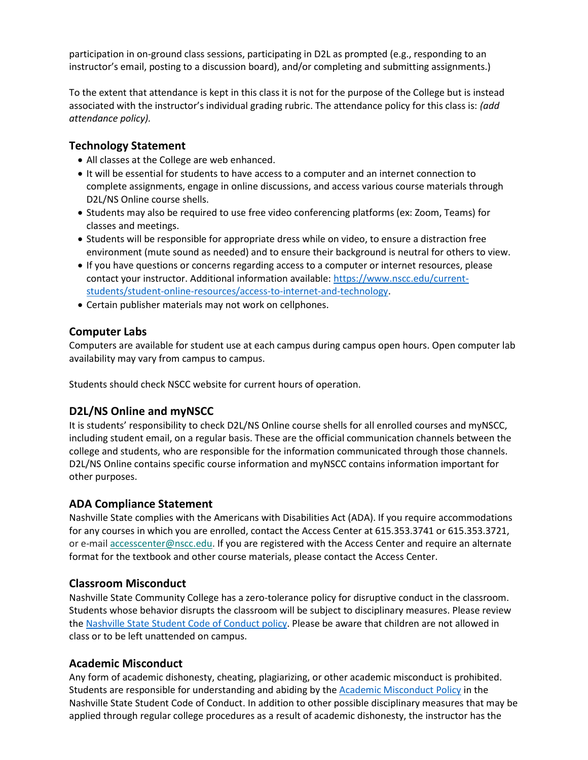participation in on-ground class sessions, participating in D2L as prompted (e.g., responding to an instructor's email, posting to a discussion board), and/or completing and submitting assignments.)

To the extent that attendance is kept in this class it is not for the purpose of the College but is instead associated with the instructor's individual grading rubric. The attendance policy for this class is: *(add attendance policy).*

### Technology Statement

- All classes at the College are web enhanced.
- It will be essential for students to have access to a computer and an internet connection to complete assignments, engage in online discussions, and access various course materials through D2L/NS Online course shells.
- Students may also be required to use free video conferencing platforms (ex: Zoom, Teams) for classes and meetings.
- Students will be responsible for appropriate dress while on video, to ensure a distraction free environment (mute sound as needed) and to ensure their background is neutral for others to view.
- If you have questions or concerns regarding access to a computer or internet resources, please contact your instructor. Additional information available: [https://www.nscc.edu/current-students/student-online-resources/access-to-internet-and-technology](https://www.nscc.edu/current-students/student-online-resources/access-to-internet-and-technology).
- Certain publisher materials may not work on cellphones.

### Computer Labs

Computers are available for student use at each campus during campus open hours. Open computer lab availability may vary from campus to campus.

Students should check NSCC website for current hours of operation.

### D2L/NS Online and myNSCC

It is students' responsibility to check D2L/NS Online course shells for all enrolled courses and myNSCC, including student email, on a regular basis. These are the official communication channels between the college and students, who are responsible for the information communicated through those channels. D2L/NS Online contains specific course information and myNSCC contains information important for other purposes.

### ADA Compliance Statement

Nashville State complies with the Americans with Disabilities Act (ADA). If you require accommodations for any courses in which you are enrolled, contact the Access Center at 615.353.3741 or 615.353.3721, or e-mail accesscenter@nscc.edu. If you are registered with the Access Center and require an alternate format for the textbook and other course materials, please contact the Access Center.

### Classroom Misconduct

Nashville State Community College has a zero-tolerance policy for disruptive conduct in the classroom. Students whose behavior disrupts the classroom will be subject to disciplinary measures. Please review the Nashville State Student Code of Conduct policy. Please be aware that children are not allowed in class or to be left unattended on campus.

### Academic Misconduct

Any form of academic dishonesty, cheating, plagiarizing, or other academic misconduct is prohibited. Students are responsible for understanding and abiding by the Academic Misconduct Policy in the Nashville State Student Code of Conduct. In addition to other possible disciplinary measures that may be applied through regular college procedures as a result of academic dishonesty, the instructor has the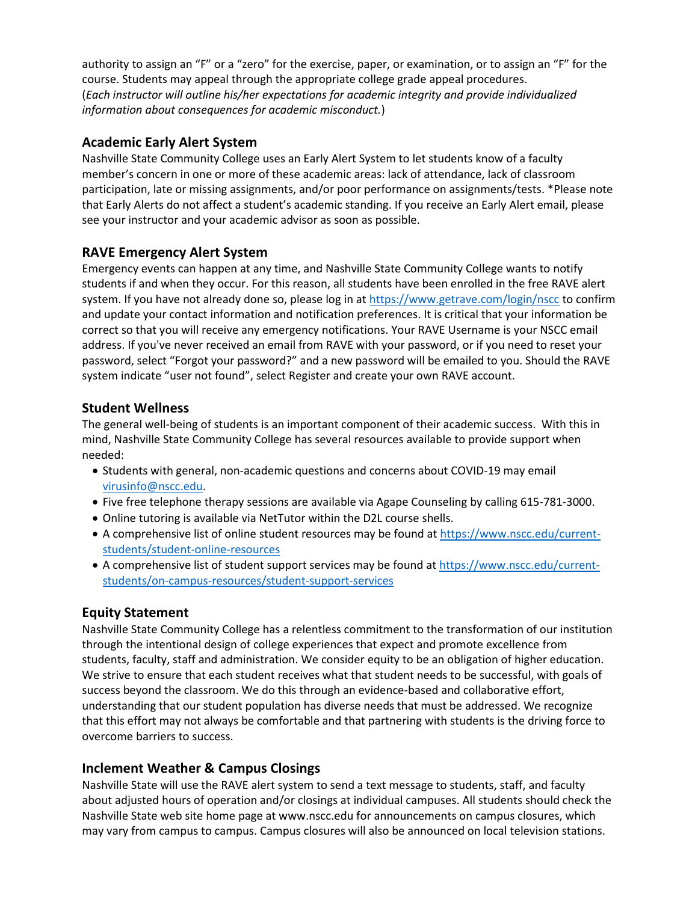authority to assign an "F" or a "zero" for the exercise, paper, or examination, or to assign an "F" for the course. Students may appeal through the appropriate college grade appeal procedures.
(*Each instructor will outline his/her expectations for academic integrity and provide individualized information about consequences for academic misconduct.*)

## Academic Early Alert System

Nashville State Community College uses an Early Alert System to let students know of a faculty member's concern in one or more of these academic areas: lack of attendance, lack of classroom participation, late or missing assignments, and/or poor performance on assignments/tests. *Please note that Early Alerts do not affect a student's academic standing. If you receive an Early Alert email, please see your instructor and your academic advisor as soon as possible.

## RAVE Emergency Alert System

Emergency events can happen at any time, and Nashville State Community College wants to notify students if and when they occur. For this reason, all students have been enrolled in the free RAVE alert system. If you have not already done so, please log in at https://www.getrave.com/login/nscc to confirm and update your contact information and notification preferences. It is critical that your information be correct so that you will receive any emergency notifications. Your RAVE Username is your NSCC email address. If you've never received an email from RAVE with your password, or if you need to reset your password, select "Forgot your password?" and a new password will be emailed to you. Should the RAVE system indicate "user not found", select Register and create your own RAVE account.

## Student Wellness

The general well-being of students is an important component of their academic success. With this in mind, Nashville State Community College has several resources available to provide support when needed:

- Students with general, non-academic questions and concerns about COVID-19 may email virusinfo@nscc.edu.
- Five free telephone therapy sessions are available via Agape Counseling by calling 615-781-3000.
- Online tutoring is available via NetTutor within the D2L course shells.
- A comprehensive list of online student resources may be found at https://www.nscc.edu/current-students/student-online-resources
- A comprehensive list of student support services may be found at https://www.nscc.edu/current-students/on-campus-resources/student-support-services

## Equity Statement

Nashville State Community College has a relentless commitment to the transformation of our institution through the intentional design of college experiences that expect and promote excellence from students, faculty, staff and administration. We consider equity to be an obligation of higher education. We strive to ensure that each student receives what that student needs to be successful, with goals of success beyond the classroom. We do this through an evidence-based and collaborative effort, understanding that our student population has diverse needs that must be addressed. We recognize that this effort may not always be comfortable and that partnering with students is the driving force to overcome barriers to success.

## Inclement Weather & Campus Closings

Nashville State will use the RAVE alert system to send a text message to students, staff, and faculty about adjusted hours of operation and/or closings at individual campuses. All students should check the Nashville State web site home page at www.nscc.edu for announcements on campus closures, which may vary from campus to campus. Campus closures will also be announced on local television stations.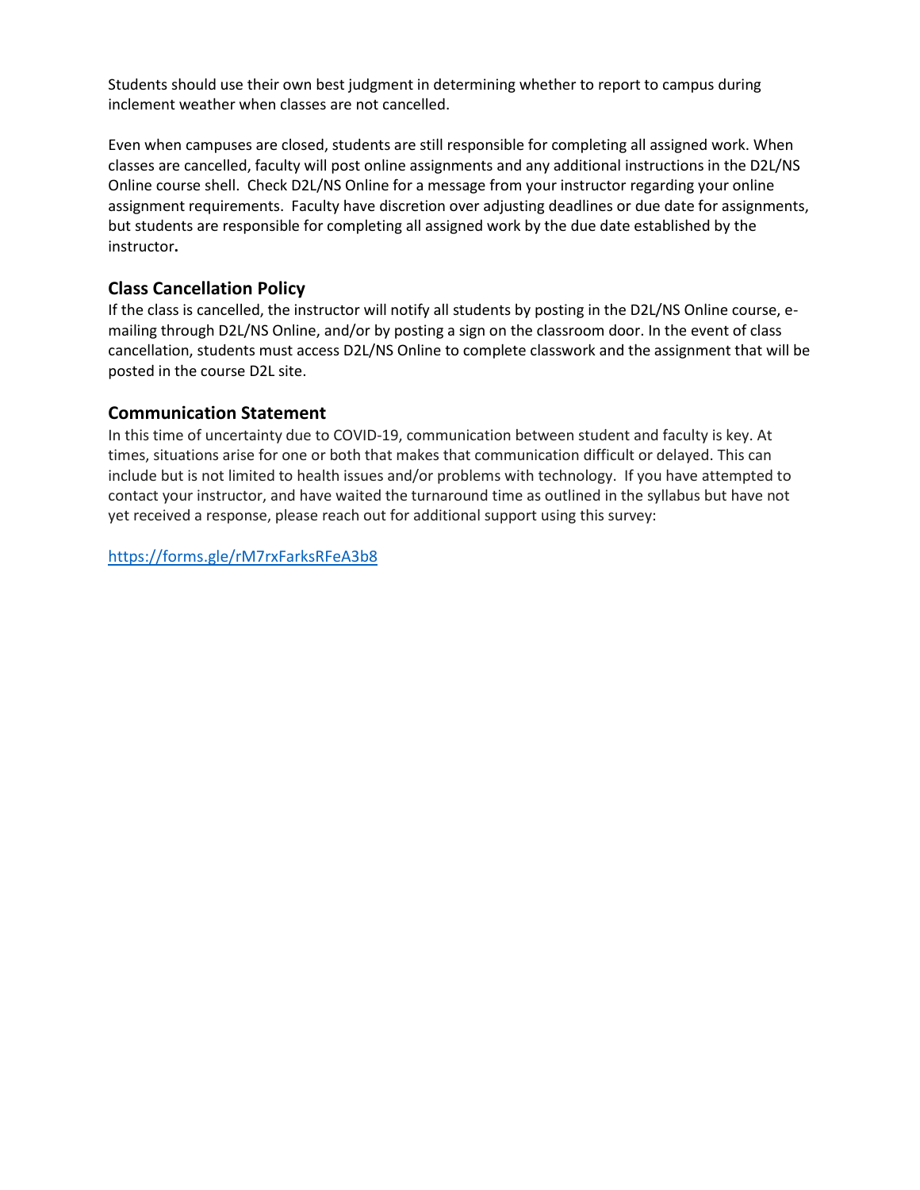Students should use their own best judgment in determining whether to report to campus during inclement weather when classes are not cancelled.

Even when campuses are closed, students are still responsible for completing all assigned work. When classes are cancelled, faculty will post online assignments and any additional instructions in the D2L/NS Online course shell. Check D2L/NS Online for a message from your instructor regarding your online assignment requirements. Faculty have discretion over adjusting deadlines or due date for assignments, but students are responsible for completing all assigned work by the due date established by the instructor**.**

## Class Cancellation Policy

If the class is cancelled, the instructor will notify all students by posting in the D2L/NS Online course, e-mailing through D2L/NS Online, and/or by posting a sign on the classroom door. In the event of class cancellation, students must access D2L/NS Online to complete classwork and the assignment that will be posted in the course D2L site.

## Communication Statement

In this time of uncertainty due to COVID-19, communication between student and faculty is key. At times, situations arise for one or both that makes that communication difficult or delayed. This can include but is not limited to health issues and/or problems with technology. If you have attempted to contact your instructor, and have waited the turnaround time as outlined in the syllabus but have not yet received a response, please reach out for additional support using this survey:

https://forms.gle/rM7rxFarksRFeA3b8